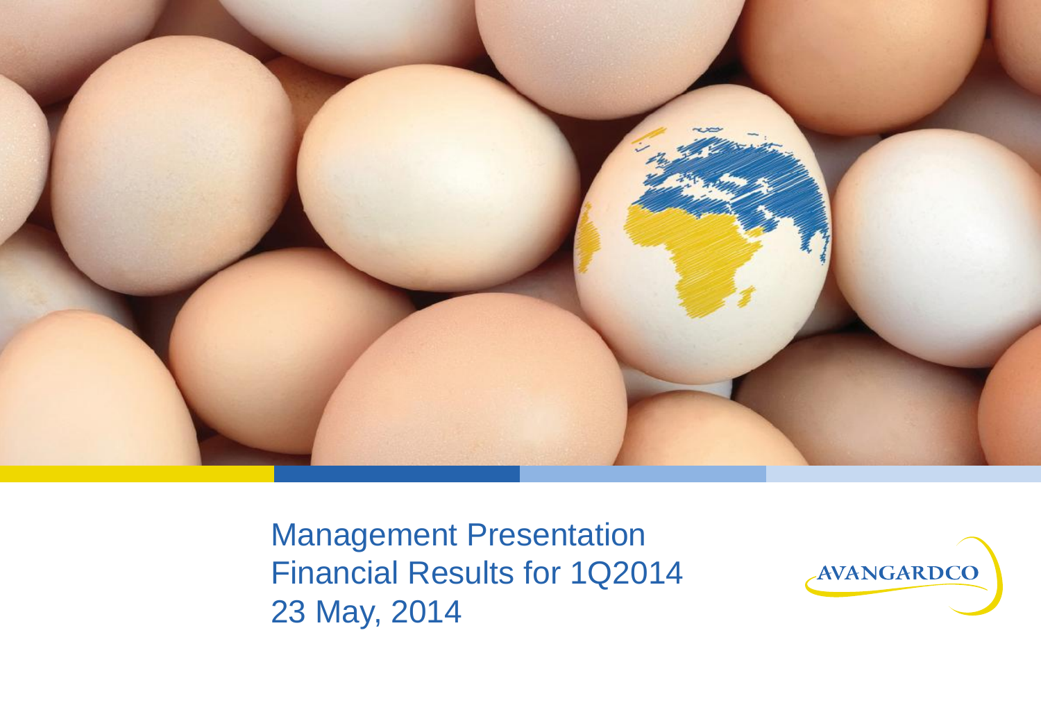# Management Presentation
# Financial Results for 1Q2014
# 23 May, 2014

AVANGARDCO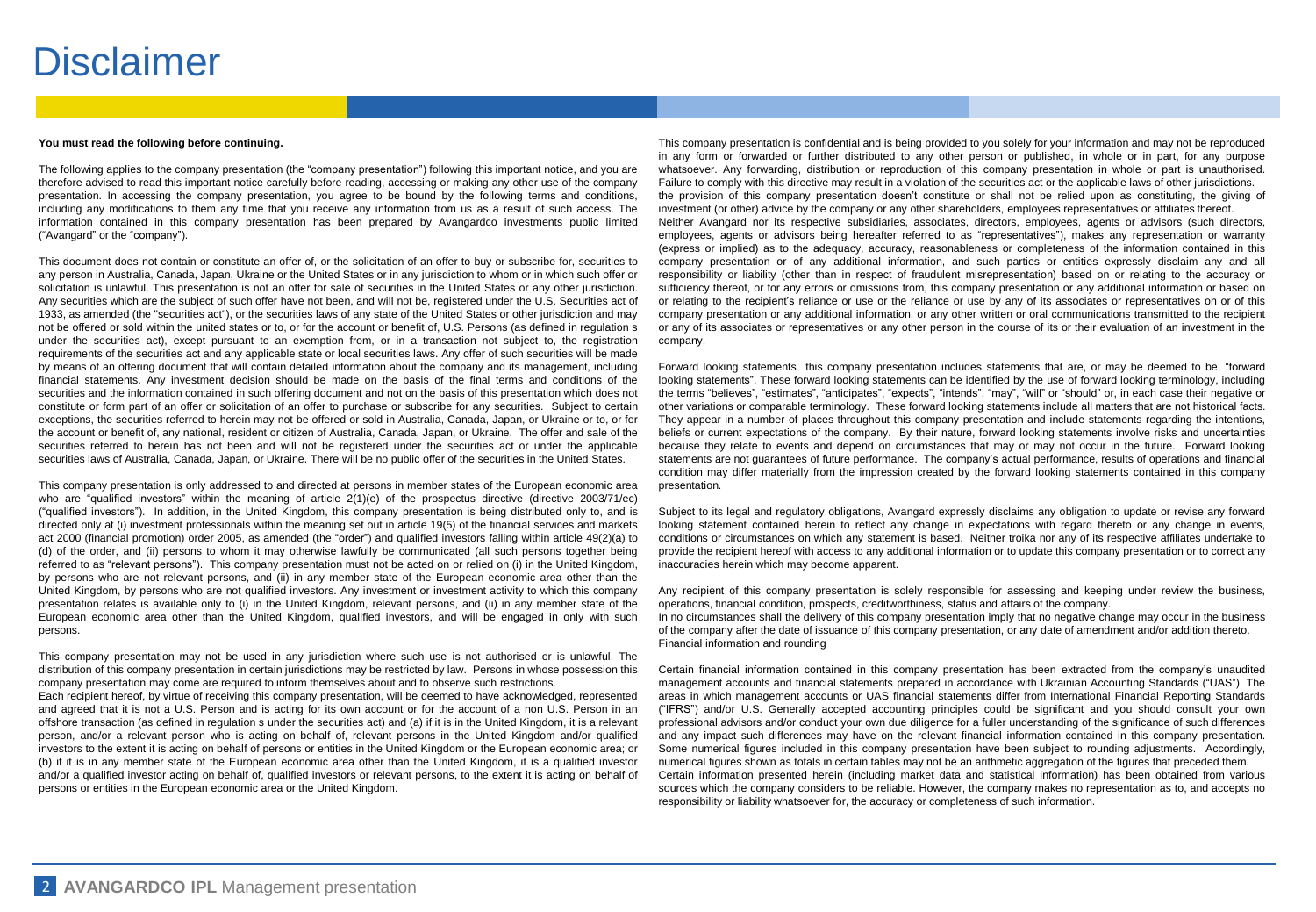# Disclaimer

**You must read the following before continuing.**

The following applies to the company presentation (the "company presentation") following this important notice, and you are therefore advised to read this important notice carefully before reading, accessing or making any other use of the company presentation. In accessing the company presentation, you agree to be bound by the following terms and conditions, including any modifications to them any time that you receive any information from us as a result of such access. The information contained in this company presentation has been prepared by Avangardco investments public limited ("Avangard" or the "company").

This document does not contain or constitute an offer of, or the solicitation of an offer to buy or subscribe for, securities to any person in Australia, Canada, Japan, Ukraine or the United States or in any jurisdiction to whom or in which such offer or solicitation is unlawful. This presentation is not an offer for sale of securities in the United States or any other jurisdiction. Any securities which are the subject of such offer have not been, and will not be, registered under the U.S. Securities act of 1933, as amended (the "securities act"), or the securities laws of any state of the United States or other jurisdiction and may not be offered or sold within the united states or to, or for the account or benefit of, U.S. Persons (as defined in regulation s under the securities act), except pursuant to an exemption from, or in a transaction not subject to, the registration requirements of the securities act and any applicable state or local securities laws. Any offer of such securities will be made by means of an offering document that will contain detailed information about the company and its management, including financial statements. Any investment decision should be made on the basis of the final terms and conditions of the securities and the information contained in such offering document and not on the basis of this presentation which does not constitute or form part of an offer or solicitation of an offer to purchase or subscribe for any securities. Subject to certain exceptions, the securities referred to herein may not be offered or sold in Australia, Canada, Japan, or Ukraine or to, or for the account or benefit of, any national, resident or citizen of Australia, Canada, Japan, or Ukraine. The offer and sale of the securities referred to herein has not been and will not be registered under the securities act or under the applicable securities laws of Australia, Canada, Japan, or Ukraine. There will be no public offer of the securities in the United States.

This company presentation is only addressed to and directed at persons in member states of the European economic area who are "qualified investors" within the meaning of article 2(1)(e) of the prospectus directive (directive 2003/71/ec) ("qualified investors"). In addition, in the United Kingdom, this company presentation is being distributed only to, and is directed only at (i) investment professionals within the meaning set out in article 19(5) of the financial services and markets act 2000 (financial promotion) order 2005, as amended (the "order") and qualified investors falling within article 49(2)(a) to (d) of the order, and (ii) persons to whom it may otherwise lawfully be communicated (all such persons together being referred to as "relevant persons"). This company presentation must not be acted on or relied on (i) in the United Kingdom, by persons who are not relevant persons, and (ii) in any member state of the European economic area other than the United Kingdom, by persons who are not qualified investors. Any investment or investment activity to which this company presentation relates is available only to (i) in the United Kingdom, relevant persons, and (ii) in any member state of the European economic area other than the United Kingdom, qualified investors, and will be engaged in only with such persons.

This company presentation may not be used in any jurisdiction where such use is not authorised or is unlawful. The distribution of this company presentation in certain jurisdictions may be restricted by law. Persons in whose possession this company presentation may come are required to inform themselves about and to observe such restrictions.

Each recipient hereof, by virtue of receiving this company presentation, will be deemed to have acknowledged, represented and agreed that it is not a U.S. Person and is acting for its own account or for the account of a non U.S. Person in an offshore transaction (as defined in regulation s under the securities act) and (a) if it is in the United Kingdom, it is a relevant person, and/or a relevant person who is acting on behalf of, relevant persons in the United Kingdom and/or qualified investors to the extent it is acting on behalf of persons or entities in the United Kingdom or the European economic area; or (b) if it is in any member state of the European economic area other than the United Kingdom, it is a qualified investor and/or a qualified investor acting on behalf of, qualified investors or relevant persons, to the extent it is acting on behalf of persons or entities in the European economic area or the United Kingdom.

This company presentation is confidential and is being provided to you solely for your information and may not be reproduced in any form or forwarded or further distributed to any other person or published, in whole or in part, for any purpose whatsoever. Any forwarding, distribution or reproduction of this company presentation in whole or part is unauthorised. Failure to comply with this directive may result in a violation of the securities act or the applicable laws of other jurisdictions.

the provision of this company presentation doesn't constitute or shall not be relied upon as constituting, the giving of investment (or other) advice by the company or any other shareholders, employees representatives or affiliates thereof.

Neither Avangard nor its respective subsidiaries, associates, directors, employees, agents or advisors (such directors, employees, agents or advisors being hereafter referred to as "representatives"), makes any representation or warranty (express or implied) as to the adequacy, accuracy, reasonableness or completeness of the information contained in this company presentation or of any additional information, and such parties or entities expressly disclaim any and all responsibility or liability (other than in respect of fraudulent misrepresentation) based on or relating to the accuracy or sufficiency thereof, or for any errors or omissions from, this company presentation or any additional information or based on or relating to the recipient's reliance or use or the reliance or use by any of its associates or representatives on or of this company presentation or any additional information, or any other written or oral communications transmitted to the recipient or any of its associates or representatives or any other person in the course of its or their evaluation of an investment in the company.

Forward looking statements this company presentation includes statements that are, or may be deemed to be, "forward looking statements". These forward looking statements can be identified by the use of forward looking terminology, including the terms "believes", "estimates", "anticipates", "expects", "intends", "may", "will" or "should" or, in each case their negative or other variations or comparable terminology. These forward looking statements include all matters that are not historical facts. They appear in a number of places throughout this company presentation and include statements regarding the intentions, beliefs or current expectations of the company. By their nature, forward looking statements involve risks and uncertainties because they relate to events and depend on circumstances that may or may not occur in the future. Forward looking statements are not guarantees of future performance. The company's actual performance, results of operations and financial condition may differ materially from the impression created by the forward looking statements contained in this company presentation.

Subject to its legal and regulatory obligations, Avangard expressly disclaims any obligation to update or revise any forward looking statement contained herein to reflect any change in expectations with regard thereto or any change in events, conditions or circumstances on which any statement is based. Neither troika nor any of its respective affiliates undertake to provide the recipient hereof with access to any additional information or to update this company presentation or to correct any inaccuracies herein which may become apparent.

Any recipient of this company presentation is solely responsible for assessing and keeping under review the business, operations, financial condition, prospects, creditworthiness, status and affairs of the company.

In no circumstances shall the delivery of this company presentation imply that no negative change may occur in the business of the company after the date of issuance of this company presentation, or any date of amendment and/or addition thereto.

Financial information and rounding

Certain financial information contained in this company presentation has been extracted from the company's unaudited management accounts and financial statements prepared in accordance with Ukrainian Accounting Standards ("UAS"). The areas in which management accounts or UAS financial statements differ from International Financial Reporting Standards ("IFRS") and/or U.S. Generally accepted accounting principles could be significant and you should consult your own professional advisors and/or conduct your own due diligence for a fuller understanding of the significance of such differences and any impact such differences may have on the relevant financial information contained in this company presentation. Some numerical figures included in this company presentation have been subject to rounding adjustments. Accordingly, numerical figures shown as totals in certain tables may not be an arithmetic aggregation of the figures that preceded them.

Certain information presented herein (including market data and statistical information) has been obtained from various sources which the company considers to be reliable. However, the company makes no representation as to, and accepts no responsibility or liability whatsoever for, the accuracy or completeness of such information.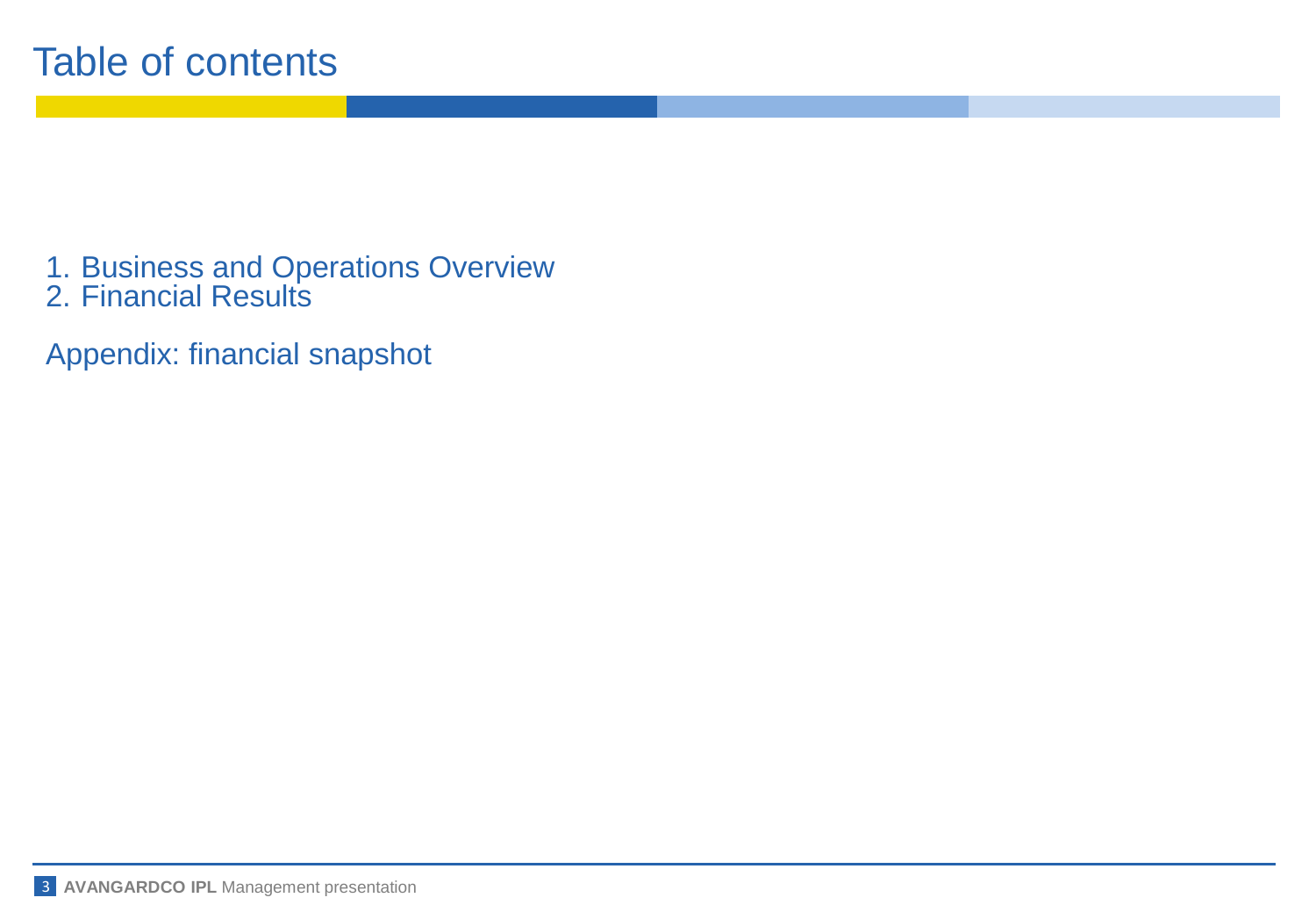# Table of contents

1. Business and Operations Overview
2. Financial Results

Appendix: financial snapshot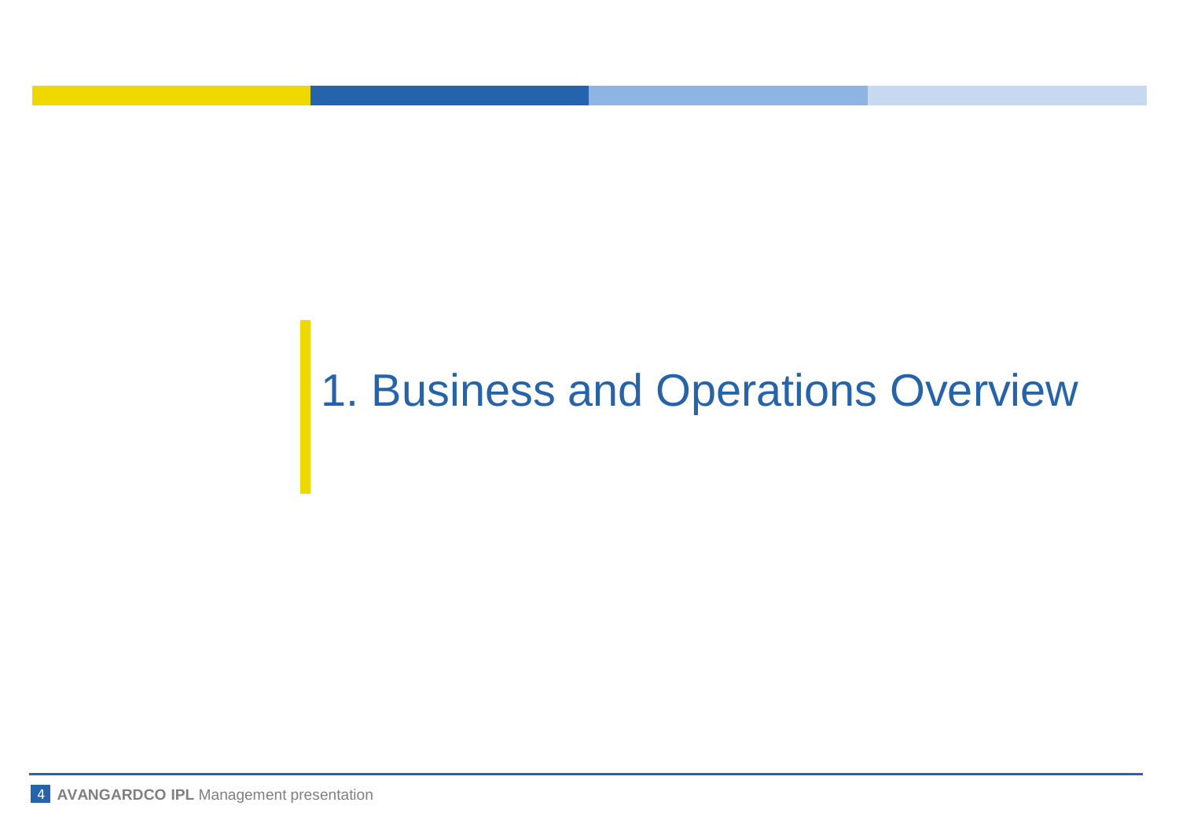# 1. Business and Operations Overview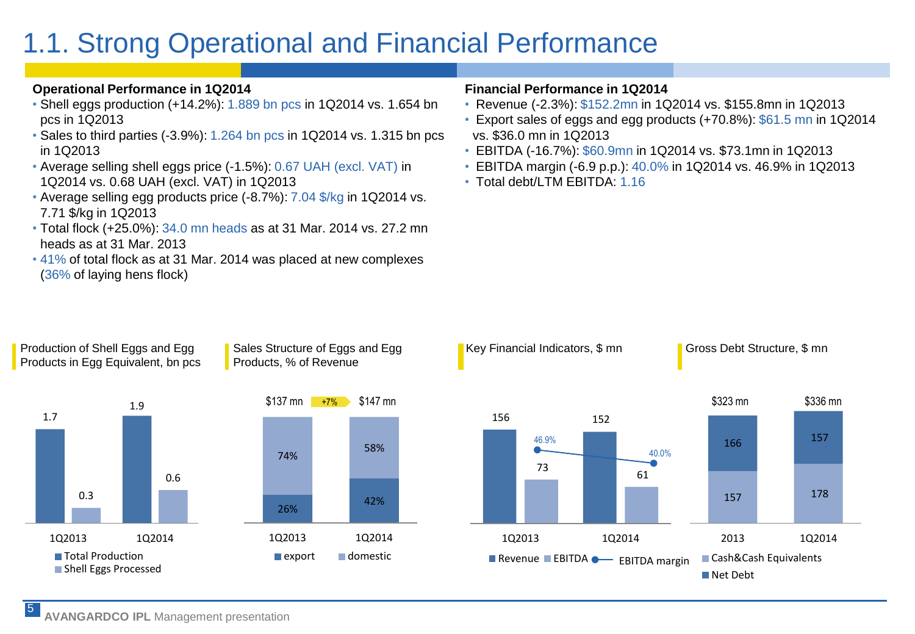# 1.1. Strong Operational and Financial Performance

**Operational Performance in 1Q2014**

- Shell eggs production (+14.2%): 1.889 bn pcs in 1Q2014 vs. 1.654 bn pcs in 1Q2013
- Sales to third parties (-3.9%): 1.264 bn pcs in 1Q2014 vs. 1.315 bn pcs in 1Q2013
- Average selling shell eggs price (-1.5%): 0.67 UAH (excl. VAT) in 1Q2014 vs. 0.68 UAH (excl. VAT) in 1Q2013
- Average selling egg products price (-8.7%): 7.04 $/kg in 1Q2014 vs. 7.71 $/kg in 1Q2013
- Total flock (+25.0%): 34.0 mn heads as at 31 Mar. 2014 vs. 27.2 mn heads as at 31 Mar. 2013
- 41% of total flock as at 31 Mar. 2014 was placed at new complexes (36% of laying hens flock)

**Financial Performance in 1Q2014**

- Revenue (-2.3%): $152.2mn in 1Q2014 vs. $155.8mn in 1Q2013
- Export sales of eggs and egg products (+70.8%): $61.5 mn in 1Q2014 vs. $36.0 mn in 1Q2013
- EBITDA (-16.7%): $60.9mn in 1Q2014 vs. $73.1mn in 1Q2013
- EBITDA margin (-6.9 p.p.): 40.0% in 1Q2014 vs. 46.9% in 1Q2013
- Total debt/LTM EBITDA: 1.16

**Production of Shell Eggs and Egg Products in Egg Equivalent, bn pcs**

| | 1Q2013 | 1Q2014 |
|---|---|---|
| Total Production | 1.7 | 1.9 |
| Shell Eggs Processed | 0.3 | 0.6 |

**Sales Structure of Eggs and Egg Products, % of Revenue**

| | 1Q2013 | 1Q2014 |
|---|---|---|
| Total | $137 mn | $147 mn (+7%) |
| export | 26% | 42% |
| domestic | 74% | 58% |

**Key Financial Indicators, $ mn**

| | 1Q2013 | 1Q2014 |
|---|---|---|
| Revenue | 156 | 152 |
| EBITDA | 73 | 61 |
| EBITDA margin | 46.9% | 40.0% |

**Gross Debt Structure, $ mn**

| | 2013 | 1Q2014 |
|---|---|---|
| Total | $323 mn | $336 mn |
| Net Debt | 166 | 157 |
| Cash&Cash Equivalents | 157 | 178 |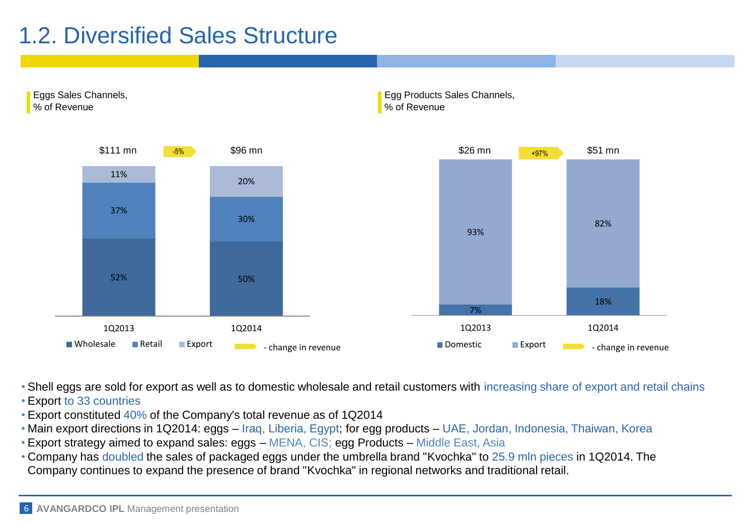# 1.2. Diversified Sales Structure

**Eggs Sales Channels, % of Revenue**

| | 1Q2013 | 1Q2014 |
|---|---|---|
| Revenue | $111 mn | $96 mn |
| Wholesale | 52% | 50% |
| Retail | 37% | 30% |
| Export | 11% | 20% |

Change in revenue: -5%

**Egg Products Sales Channels, % of Revenue**

| | 1Q2013 | 1Q2014 |
|---|---|---|
| Revenue | $26 mn | $51 mn |
| Domestic | 7% | 18% |
| Export | 93% | 82% |

Change in revenue: +97%

- Shell eggs are sold for export as well as to domestic wholesale and retail customers with increasing share of export and retail chains
- Export to 33 countries
- Export constituted 40% of the Company's total revenue as of 1Q2014
- Main export directions in 1Q2014: eggs – Iraq, Liberia, Egypt; for egg products – UAE, Jordan, Indonesia, Thaiwan, Korea
- Export strategy aimed to expand sales: eggs – MENA, CIS; egg Products – Middle East, Asia
- Company has doubled the sales of packaged eggs under the umbrella brand "Kvochka" to 25.9 mln pieces in 1Q2014. The Company continues to expand the presence of brand "Kvochka" in regional networks and traditional retail.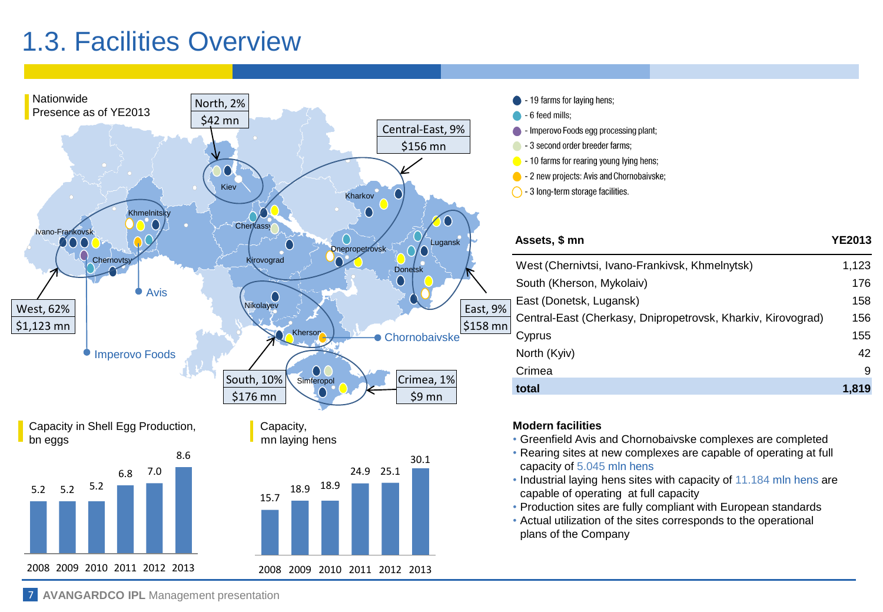# 1.3. Facilities Overview

Nationwide Presence as of YE2013

- 19 farms for laying hens;
- 6 feed mills;
- Imperovo Foods egg processing plant;
- 3 second order breeder farms;
- 10 farms for rearing young lying hens;
- 2 new projects: Avis and Chornobaivske;
- 3 long-term storage facilities.

| Region | Share | Assets |
|---|---|---|
| West | 62% | $1,123 mn |
| North | 2% | $42 mn |
| Central-East | 9% | $156 mn |
| East | 9% | $158 mn |
| South | 10% | $176 mn |
| Crimea | 1% | $9 mn |

| Assets, $ mn | YE2013 |
|---|---|
| West (Chernivtsi, Ivano-Frankivsk, Khmelnytsk) | 1,123 |
| South (Kherson, Mykolaiv) | 176 |
| East (Donetsk, Lugansk) | 158 |
| Central-East (Cherkasy, Dnipropetrovsk, Kharkiv, Kirovograd) | 156 |
| Cyprus | 155 |
| North (Kyiv) | 42 |
| Crimea | 9 |
| **total** | **1,819** |

Capacity in Shell Egg Production, bn eggs

| 2008 | 2009 | 2010 | 2011 | 2012 | 2013 |
|---|---|---|---|---|---|
| 5.2 | 5.2 | 5.2 | 6.8 | 7.0 | 8.6 |

Capacity, mn laying hens

| 2008 | 2009 | 2010 | 2011 | 2012 | 2013 |
|---|---|---|---|---|---|
| 15.7 | 18.9 | 18.9 | 24.9 | 25.1 | 30.1 |

**Modern facilities**

- Greenfield Avis and Chornobaivske complexes are completed
- Rearing sites at new complexes are capable of operating at full capacity of 5.045 mln hens
- Industrial laying hens sites with capacity of 11.184 mln hens are capable of operating at full capacity
- Production sites are fully compliant with European standards
- Actual utilization of the sites corresponds to the operational plans of the Company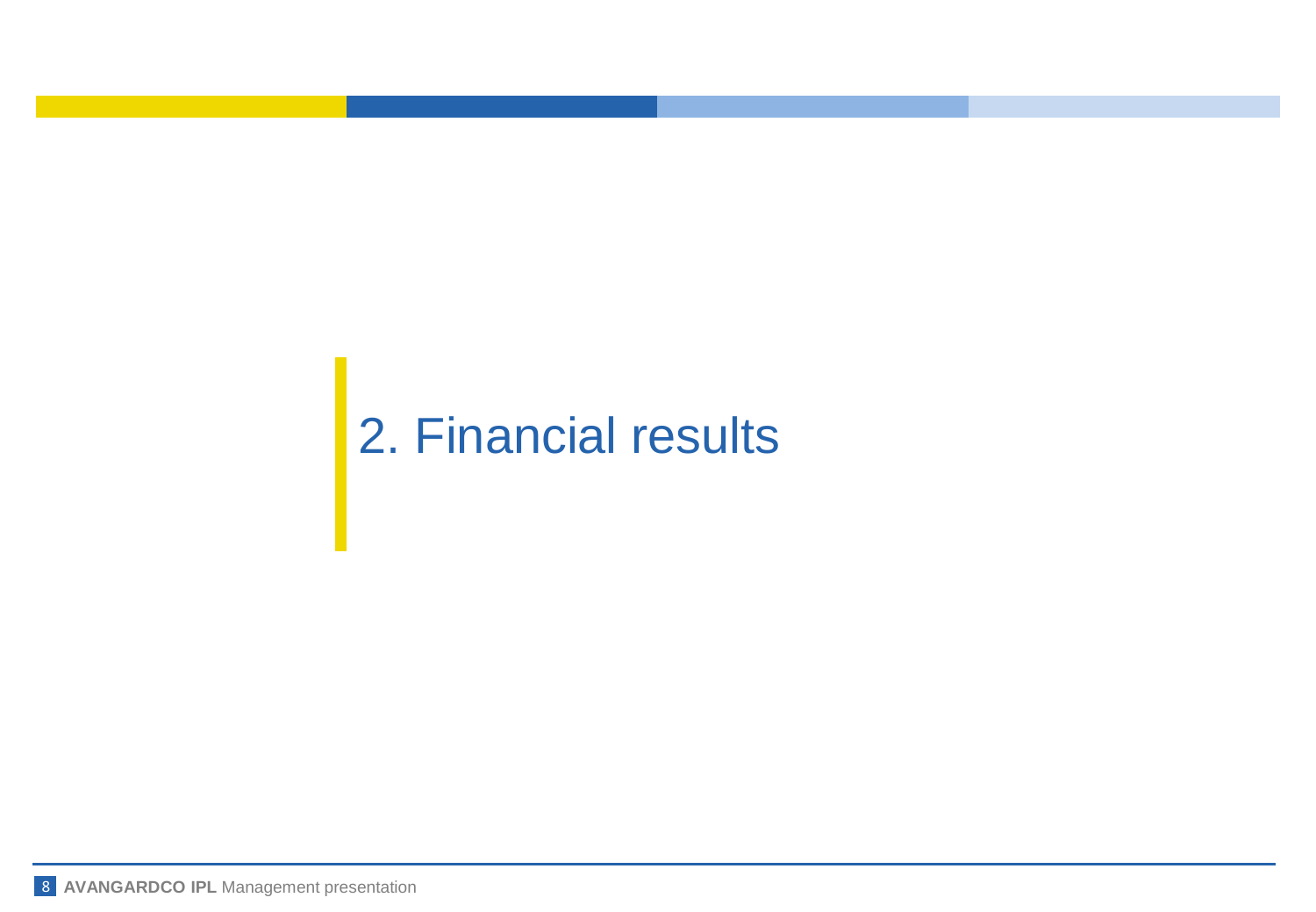# 2. Financial results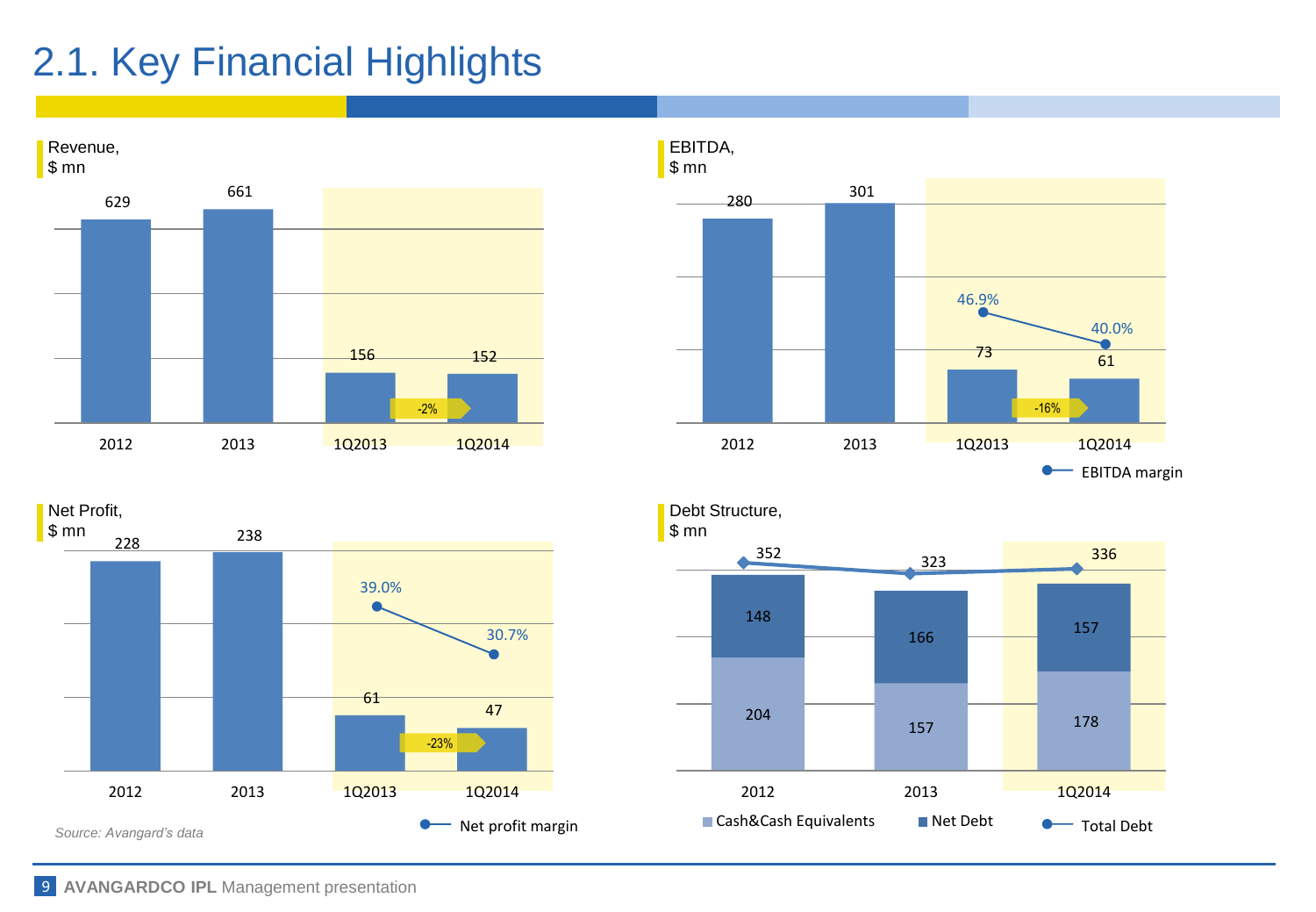# 2.1. Key Financial Highlights

**Revenue, $ mn**

| | 2012 | 2013 | 1Q2013 | 1Q2014 |
|---|---|---|---|---|
| Revenue | 629 | 661 | 156 | 152 |

1Q2013 → 1Q2014: -2%

**EBITDA, $ mn**

| | 2012 | 2013 | 1Q2013 | 1Q2014 |
|---|---|---|---|---|
| EBITDA | 280 | 301 | 73 | 61 |
| EBITDA margin | | | 46.9% | 40.0% |

1Q2013 → 1Q2014: -16%

**Net Profit, $ mn**

| | 2012 | 2013 | 1Q2013 | 1Q2014 |
|---|---|---|---|---|
| Net Profit | 228 | 238 | 61 | 47 |
| Net profit margin | | | 39.0% | 30.7% |

1Q2013 → 1Q2014: -23%

**Debt Structure, $ mn**

| | 2012 | 2013 | 1Q2014 |
|---|---|---|---|
| Cash&Cash Equivalents | 204 | 157 | 178 |
| Net Debt | 148 | 166 | 157 |
| Total Debt | 352 | 323 | 336 |

*Source: Avangard's data*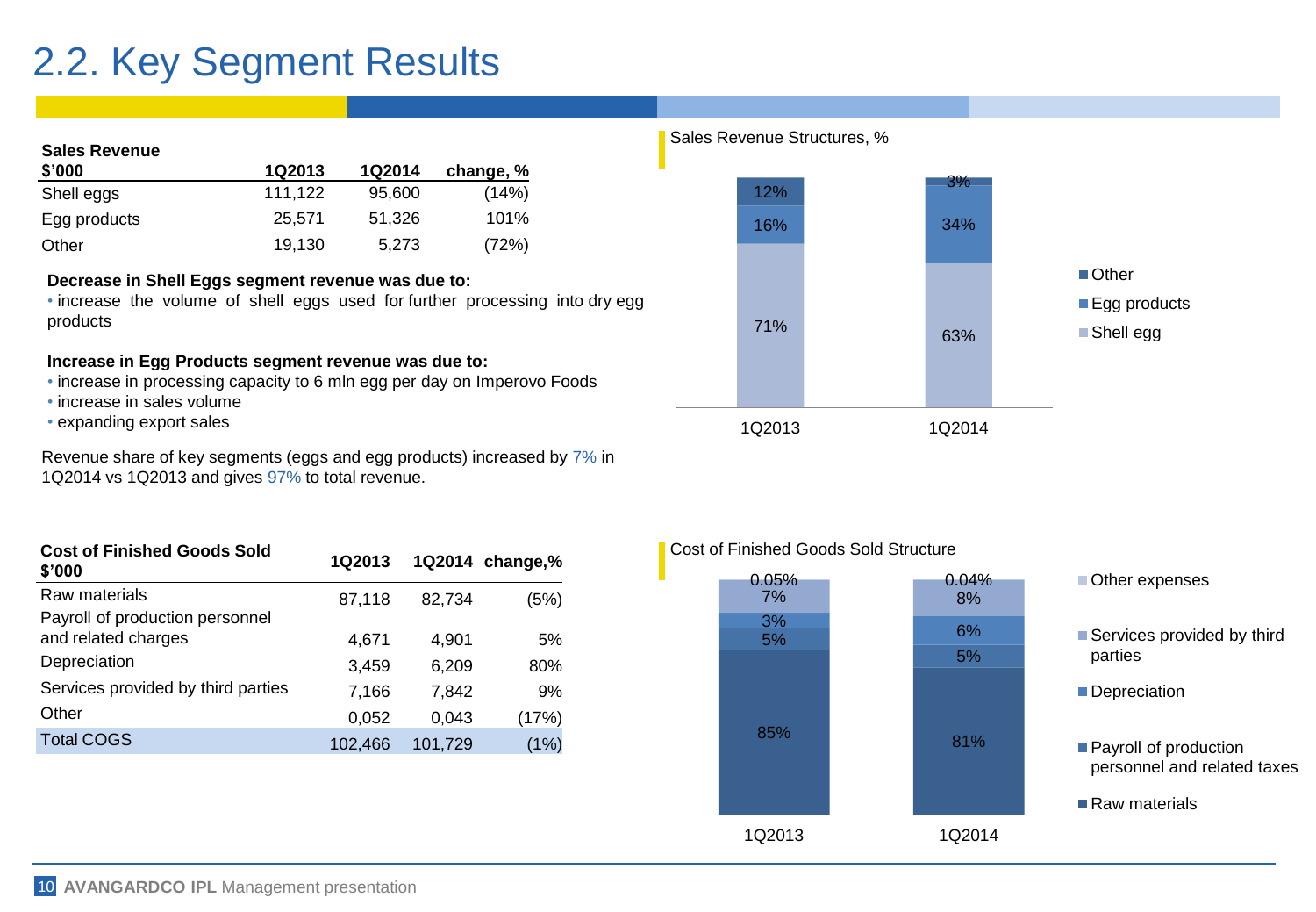# 2.2. Key Segment Results

| Sales Revenue $'000 | 1Q2013 | 1Q2014 | change, % |
|---|---|---|---|
| Shell eggs | 111,122 | 95,600 | (14%) |
| Egg products | 25,571 | 51,326 | 101% |
| Other | 19,130 | 5,273 | (72%) |

**Decrease in Shell Eggs segment revenue was due to:**

- increase the volume of shell eggs used for further processing into dry egg products

**Increase in Egg Products segment revenue was due to:**

- increase in processing capacity to 6 mln egg per day on Imperovo Foods
- increase in sales volume
- expanding export sales

Revenue share of key segments (eggs and egg products) increased by 7% in 1Q2014 vs 1Q2013 and gives 97% to total revenue.

Sales Revenue Structures, %

| | 1Q2013 | 1Q2014 |
|---|---|---|
| Other | 12% | 3% |
| Egg products | 16% | 34% |
| Shell egg | 71% | 63% |

| Cost of Finished Goods Sold $'000 | 1Q2013 | 1Q2014 | change,% |
|---|---|---|---|
| Raw materials | 87,118 | 82,734 | (5%) |
| Payroll of production personnel and related charges | 4,671 | 4,901 | 5% |
| Depreciation | 3,459 | 6,209 | 80% |
| Services provided by third parties | 7,166 | 7,842 | 9% |
| Other | 0,052 | 0,043 | (17%) |
| Total COGS | 102,466 | 101,729 | (1%) |

Cost of Finished Goods Sold Structure

| | 1Q2013 | 1Q2014 |
|---|---|---|
| Other expenses | 0.05% | 0.04% |
| Services provided by third parties | 7% | 8% |
| Depreciation | 3% | 6% |
| Payroll of production personnel and related taxes | 5% | 5% |
| Raw materials | 85% | 81% |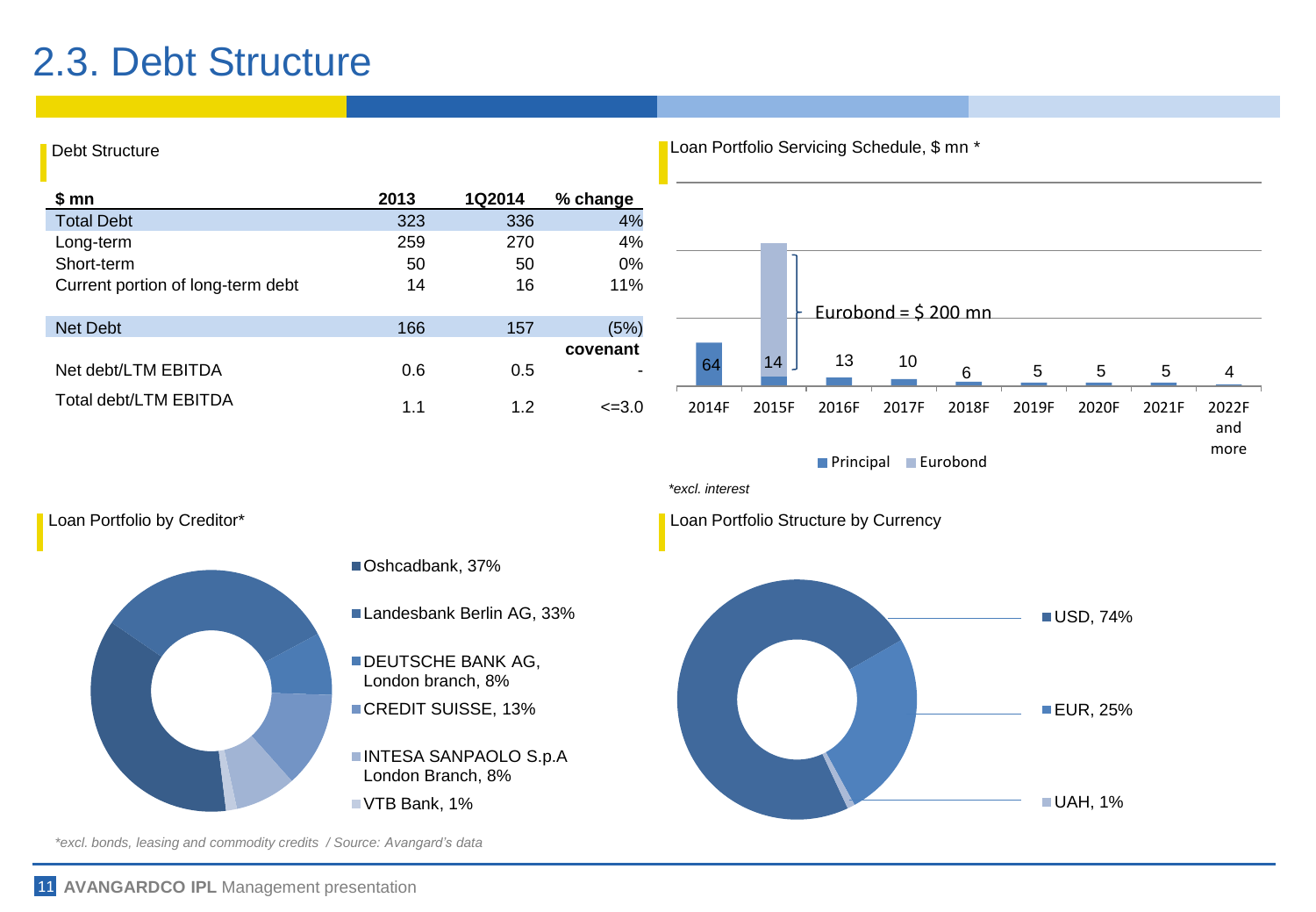# 2.3. Debt Structure

## Debt Structure

| $ mn | 2013 | 1Q2014 | % change |
|---|---|---|---|
| Total Debt | 323 | 336 | 4% |
| Long-term | 259 | 270 | 4% |
| Short-term | 50 | 50 | 0% |
| Current portion of long-term debt | 14 | 16 | 11% |
| | | | |
| Net Debt | 166 | 157 | (5%) |
| | | | covenant |
| Net debt/LTM EBITDA | 0.6 | 0.5 | - |
| Total debt/LTM EBITDA | 1.1 | 1.2 | <=3.0 |

## Loan Portfolio Servicing Schedule, $ mn *

| | 2014F | 2015F | 2016F | 2017F | 2018F | 2019F | 2020F | 2021F | 2022F and more |
|---|---|---|---|---|---|---|---|---|---|
| Principal | 64 | 14 | 13 | 10 | 6 | 5 | 5 | 5 | 4 |

Eurobond = $ 200 mn (2015F)

*excl. interest*

## Loan Portfolio by Creditor*

- Oshcadbank, 37%
- Landesbank Berlin AG, 33%
- DEUTSCHE BANK AG, London branch, 8%
- CREDIT SUISSE, 13%
- INTESA SANPAOLO S.p.A London Branch, 8%
- VTB Bank, 1%

## Loan Portfolio Structure by Currency

- USD, 74%
- EUR, 25%
- UAH, 1%

*\*excl. bonds, leasing and commodity credits / Source: Avangard's data*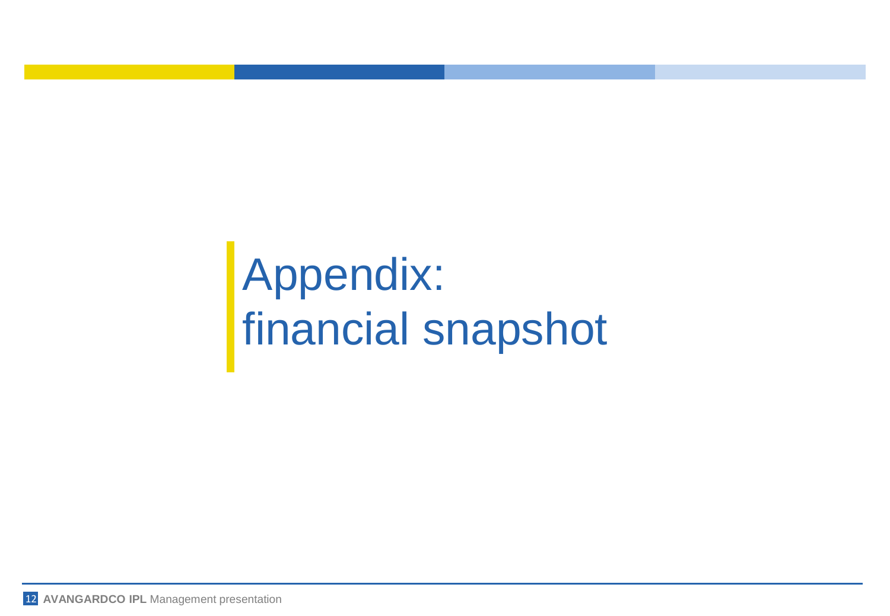# Appendix: financial snapshot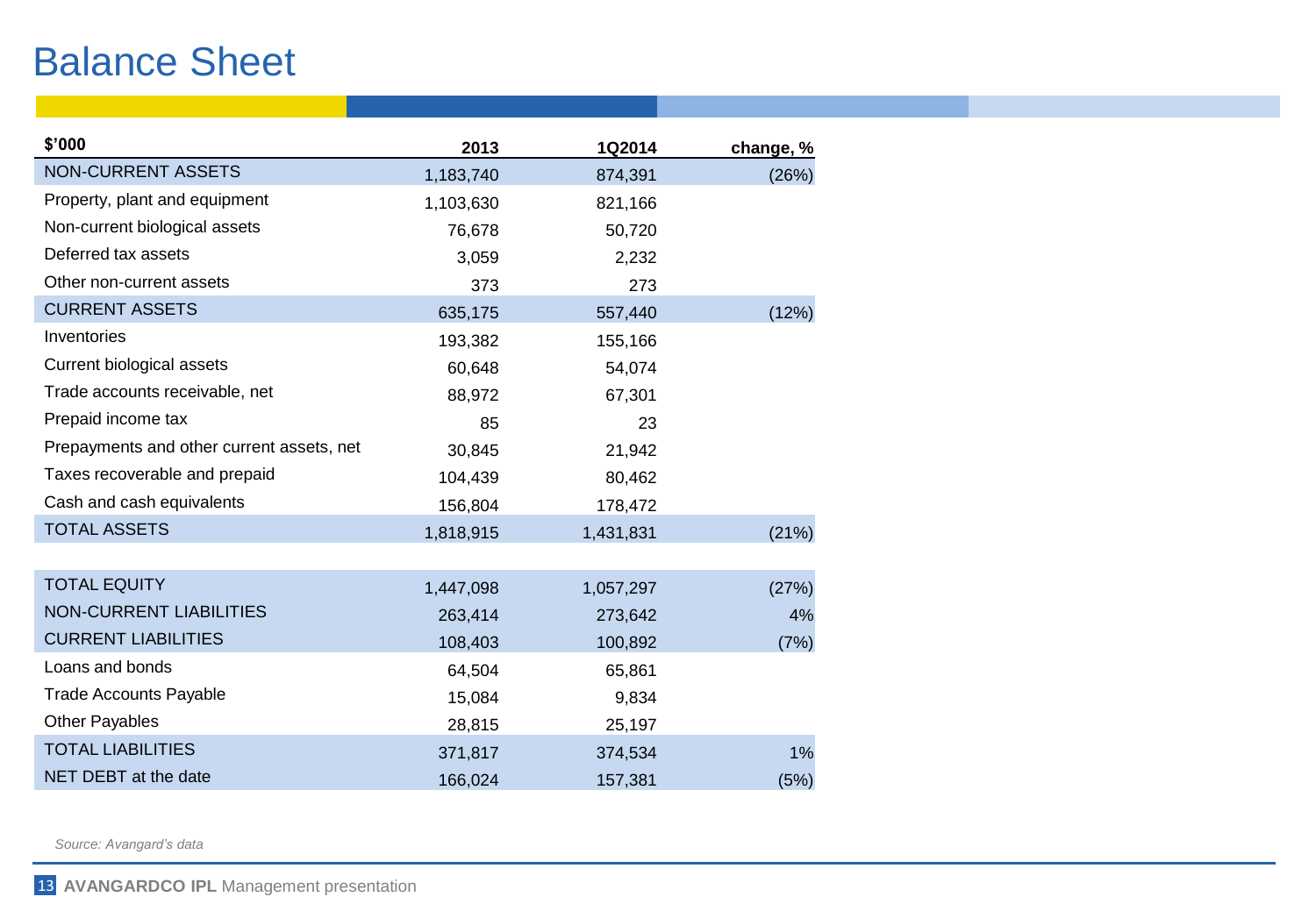# Balance Sheet

| $'000 | 2013 | 1Q2014 | change, % |
|---|---|---|---|
| NON-CURRENT ASSETS | 1,183,740 | 874,391 | (26%) |
| Property, plant and equipment | 1,103,630 | 821,166 | |
| Non-current biological assets | 76,678 | 50,720 | |
| Deferred tax assets | 3,059 | 2,232 | |
| Other non-current assets | 373 | 273 | |
| CURRENT ASSETS | 635,175 | 557,440 | (12%) |
| Inventories | 193,382 | 155,166 | |
| Current biological assets | 60,648 | 54,074 | |
| Trade accounts receivable, net | 88,972 | 67,301 | |
| Prepaid income tax | 85 | 23 | |
| Prepayments and other current assets, net | 30,845 | 21,942 | |
| Taxes recoverable and prepaid | 104,439 | 80,462 | |
| Cash and cash equivalents | 156,804 | 178,472 | |
| TOTAL ASSETS | 1,818,915 | 1,431,831 | (21%) |
| | | | |
| TOTAL EQUITY | 1,447,098 | 1,057,297 | (27%) |
| NON-CURRENT LIABILITIES | 263,414 | 273,642 | 4% |
| CURRENT LIABILITIES | 108,403 | 100,892 | (7%) |
| Loans and bonds | 64,504 | 65,861 | |
| Trade Accounts Payable | 15,084 | 9,834 | |
| Other Payables | 28,815 | 25,197 | |
| TOTAL LIABILITIES | 371,817 | 374,534 | 1% |
| NET DEBT at the date | 166,024 | 157,381 | (5%) |

*Source: Avangard's data*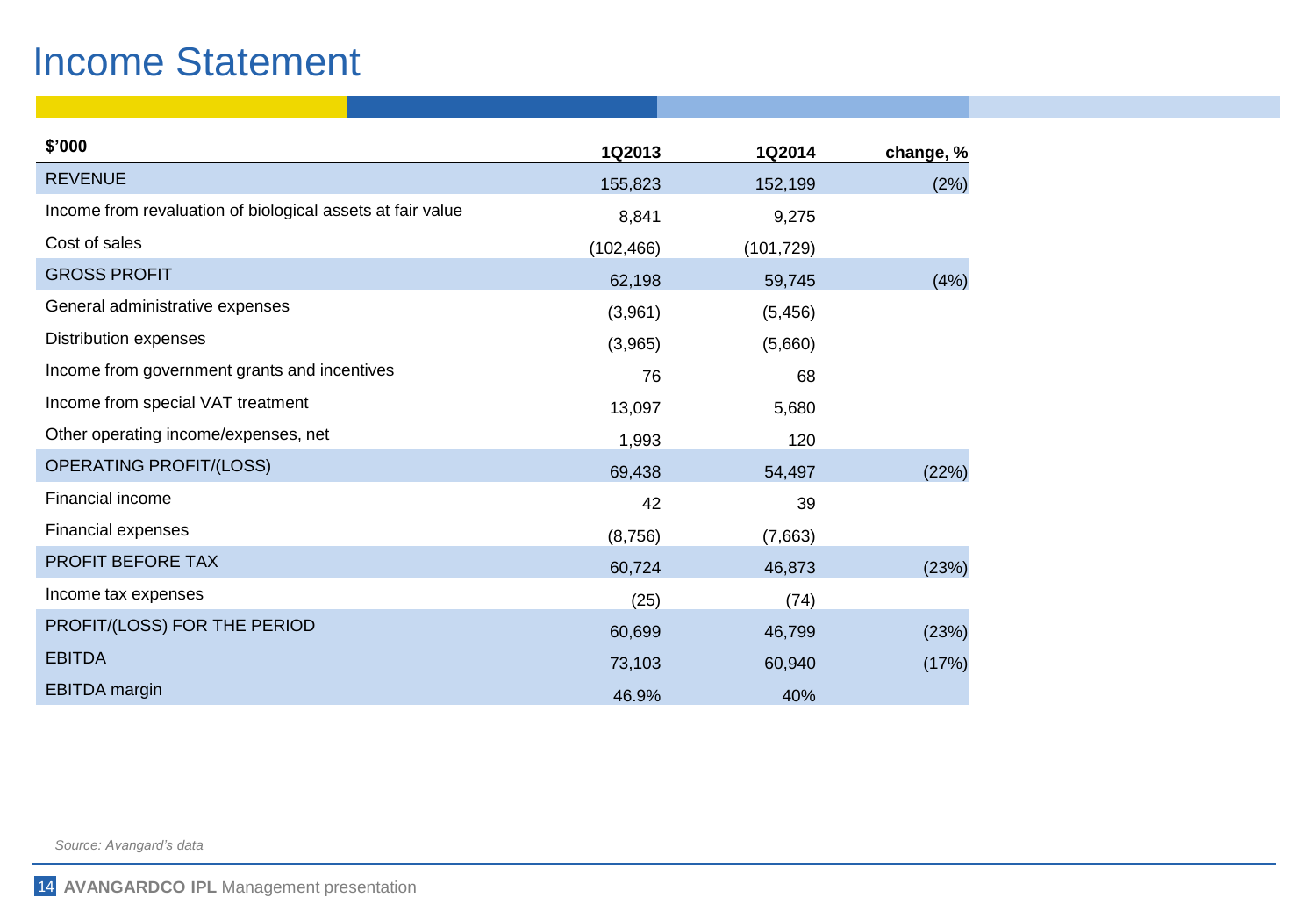# Income Statement

| $'000 | 1Q2013 | 1Q2014 | change, % |
|---|---|---|---|
| REVENUE | 155,823 | 152,199 | (2%) |
| Income from revaluation of biological assets at fair value | 8,841 | 9,275 | |
| Cost of sales | (102,466) | (101,729) | |
| GROSS PROFIT | 62,198 | 59,745 | (4%) |
| General administrative expenses | (3,961) | (5,456) | |
| Distribution expenses | (3,965) | (5,660) | |
| Income from government grants and incentives | 76 | 68 | |
| Income from special VAT treatment | 13,097 | 5,680 | |
| Other operating income/expenses, net | 1,993 | 120 | |
| OPERATING PROFIT/(LOSS) | 69,438 | 54,497 | (22%) |
| Financial income | 42 | 39 | |
| Financial expenses | (8,756) | (7,663) | |
| PROFIT BEFORE TAX | 60,724 | 46,873 | (23%) |
| Income tax expenses | (25) | (74) | |
| PROFIT/(LOSS) FOR THE PERIOD | 60,699 | 46,799 | (23%) |
| EBITDA | 73,103 | 60,940 | (17%) |
| EBITDA margin | 46.9% | 40% | |

*Source: Avangard's data*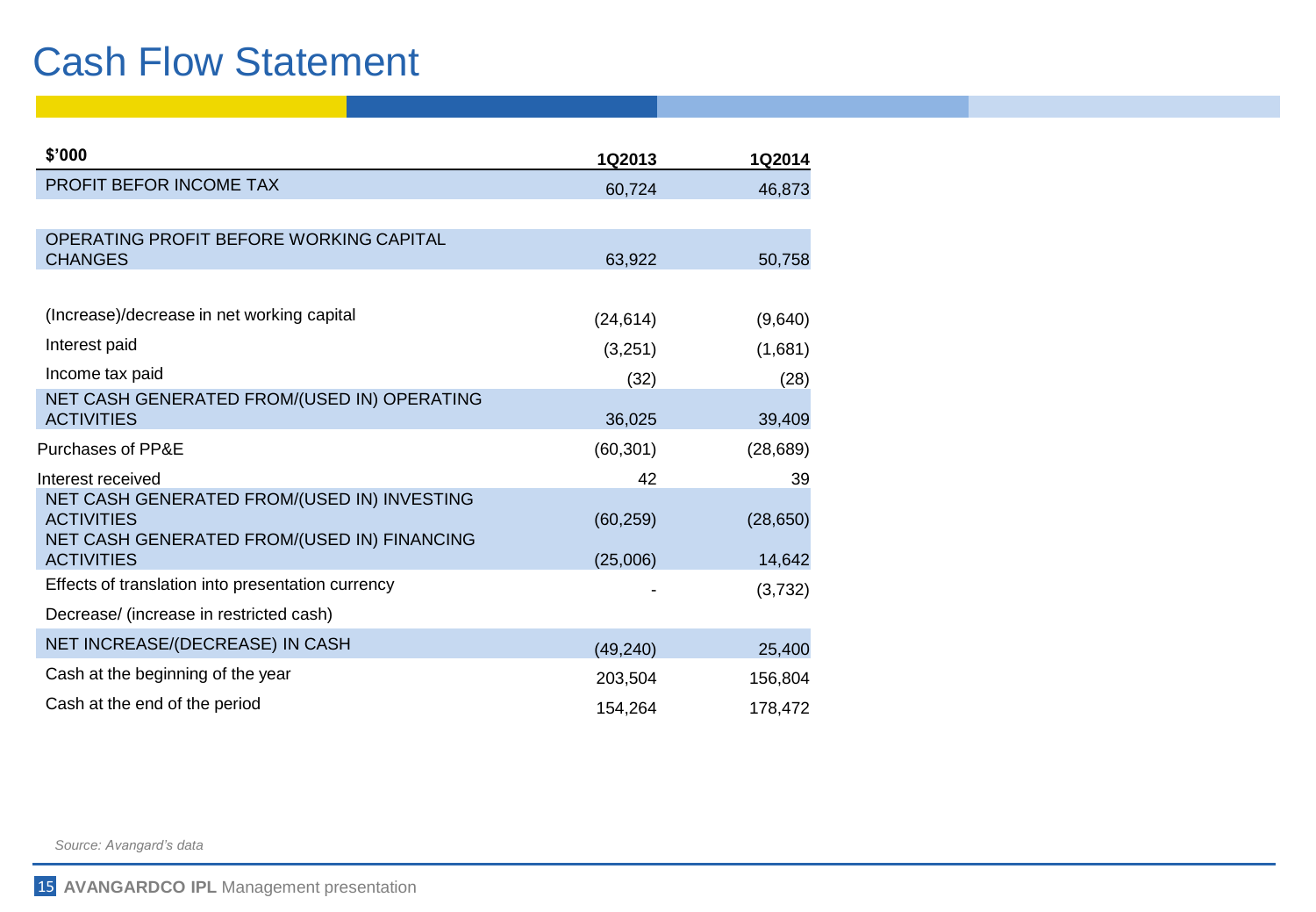# Cash Flow Statement

| $'000 | 1Q2013 | 1Q2014 |
|---|---|---|
| PROFIT BEFOR INCOME TAX | 60,724 | 46,873 |
| | | |
| OPERATING PROFIT BEFORE WORKING CAPITAL CHANGES | 63,922 | 50,758 |
| | | |
| (Increase)/decrease in net working capital | (24,614) | (9,640) |
| Interest paid | (3,251) | (1,681) |
| Income tax paid | (32) | (28) |
| NET CASH GENERATED FROM/(USED IN) OPERATING ACTIVITIES | 36,025 | 39,409 |
| Purchases of PP&E | (60,301) | (28,689) |
| Interest received | 42 | 39 |
| NET CASH GENERATED FROM/(USED IN) INVESTING ACTIVITIES | (60,259) | (28,650) |
| NET CASH GENERATED FROM/(USED IN) FINANCING ACTIVITIES | (25,006) | 14,642 |
| Effects of translation into presentation currency | - | (3,732) |
| Decrease/ (increase in restricted cash) | | |
| NET INCREASE/(DECREASE) IN CASH | (49,240) | 25,400 |
| Cash at the beginning of the year | 203,504 | 156,804 |
| Cash at the end of the period | 154,264 | 178,472 |

*Source: Avangard's data*